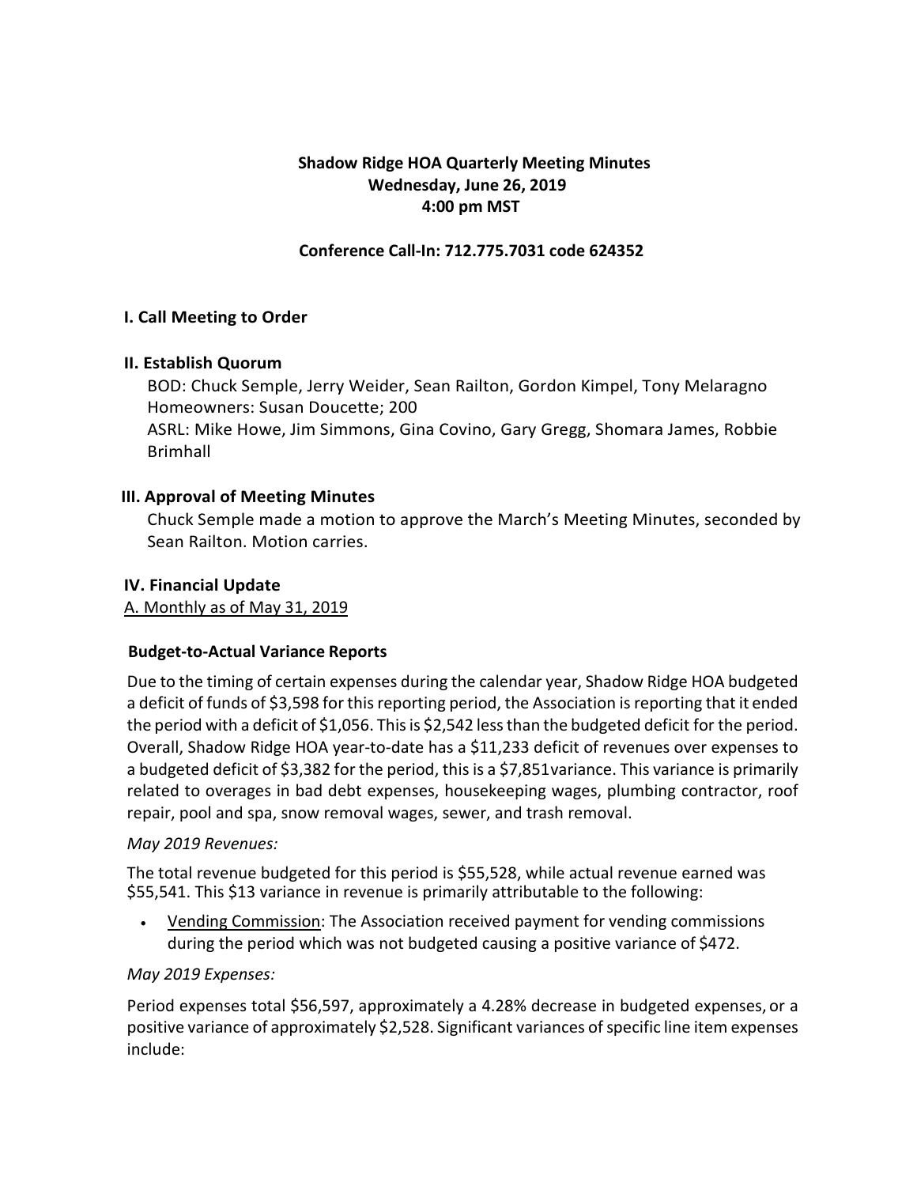# Shadow Ridge HOA Quarterly Meeting Minutes
**Wednesday, June 26, 2019**
**4:00 pm MST**

**Conference Call-In: 712.775.7031 code 624352**

## I. Call Meeting to Order

## II. Establish Quorum

BOD: Chuck Semple, Jerry Weider, Sean Railton, Gordon Kimpel, Tony Melaragno
Homeowners: Susan Doucette; 200
ASRL: Mike Howe, Jim Simmons, Gina Covino, Gary Gregg, Shomara James, Robbie Brimhall

## III. Approval of Meeting Minutes

Chuck Semple made a motion to approve the March's Meeting Minutes, seconded by Sean Railton. Motion carries.

## IV. Financial Update

A. Monthly as of May 31, 2019

### Budget-to-Actual Variance Reports

Due to the timing of certain expenses during the calendar year, Shadow Ridge HOA budgeted a deficit of funds of $3,598 for this reporting period, the Association is reporting that it ended the period with a deficit of $1,056. This is $2,542 less than the budgeted deficit for the period. Overall, Shadow Ridge HOA year-to-date has a $11,233 deficit of revenues over expenses to a budgeted deficit of $3,382 for the period, this is a $7,851variance. This variance is primarily related to overages in bad debt expenses, housekeeping wages, plumbing contractor, roof repair, pool and spa, snow removal wages, sewer, and trash removal.

*May 2019 Revenues:*

The total revenue budgeted for this period is $55,528, while actual revenue earned was $55,541. This $13 variance in revenue is primarily attributable to the following:

- Vending Commission: The Association received payment for vending commissions during the period which was not budgeted causing a positive variance of $472.

*May 2019 Expenses:*

Period expenses total $56,597, approximately a 4.28% decrease in budgeted expenses, or a positive variance of approximately $2,528. Significant variances of specific line item expenses include: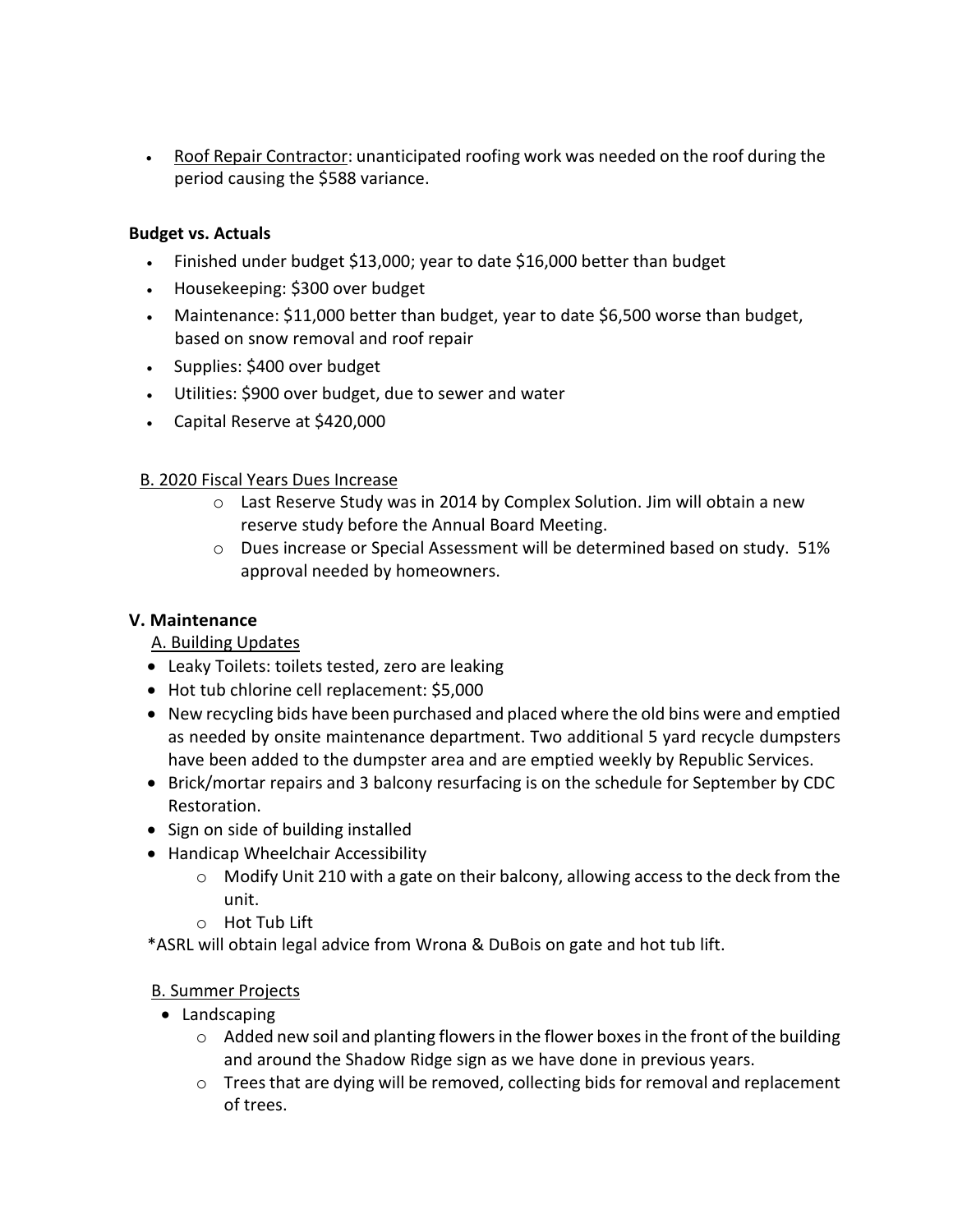- Roof Repair Contractor: unanticipated roofing work was needed on the roof during the period causing the $588 variance.

**Budget vs. Actuals**

- Finished under budget $13,000; year to date $16,000 better than budget
- Housekeeping: $300 over budget
- Maintenance: $11,000 better than budget, year to date $6,500 worse than budget, based on snow removal and roof repair
- Supplies: $400 over budget
- Utilities: $900 over budget, due to sewer and water
- Capital Reserve at $420,000

B. 2020 Fiscal Years Dues Increase

- Last Reserve Study was in 2014 by Complex Solution. Jim will obtain a new reserve study before the Annual Board Meeting.
- Dues increase or Special Assessment will be determined based on study. 51% approval needed by homeowners.

**V. Maintenance**

A. Building Updates

- Leaky Toilets: toilets tested, zero are leaking
- Hot tub chlorine cell replacement: $5,000
- New recycling bids have been purchased and placed where the old bins were and emptied as needed by onsite maintenance department. Two additional 5 yard recycle dumpsters have been added to the dumpster area and are emptied weekly by Republic Services.
- Brick/mortar repairs and 3 balcony resurfacing is on the schedule for September by CDC Restoration.
- Sign on side of building installed
- Handicap Wheelchair Accessibility
  - Modify Unit 210 with a gate on their balcony, allowing access to the deck from the unit.
  - Hot Tub Lift

*ASRL will obtain legal advice from Wrona & DuBois on gate and hot tub lift.

B. Summer Projects

- Landscaping
  - Added new soil and planting flowers in the flower boxes in the front of the building and around the Shadow Ridge sign as we have done in previous years.
  - Trees that are dying will be removed, collecting bids for removal and replacement of trees.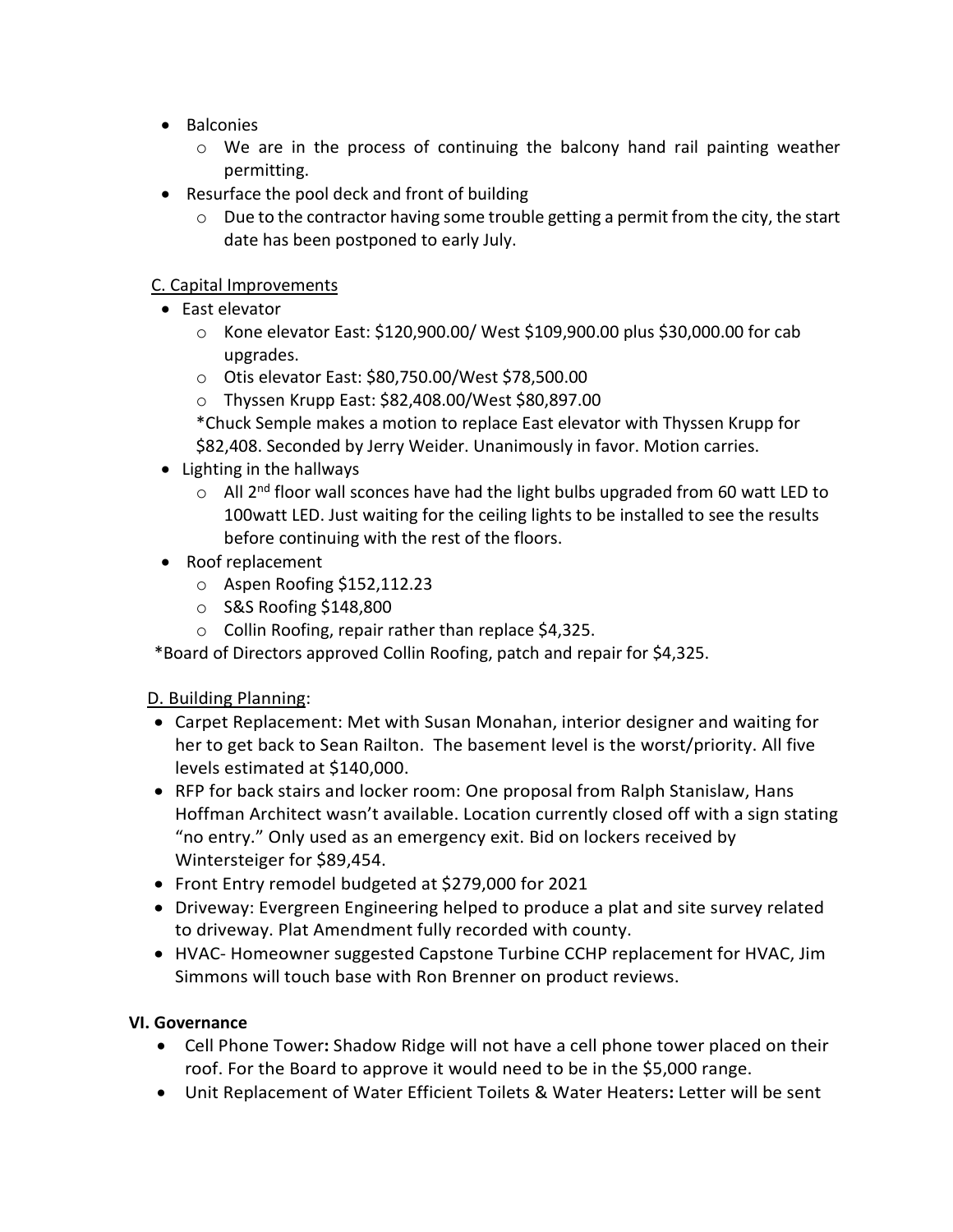- Balconies
  - We are in the process of continuing the balcony hand rail painting weather permitting.
- Resurface the pool deck and front of building
  - Due to the contractor having some trouble getting a permit from the city, the start date has been postponed to early July.

C. Capital Improvements

- East elevator
  - Kone elevator East: $120,900.00/ West $109,900.00 plus $30,000.00 for cab upgrades.
  - Otis elevator East: $80,750.00/West $78,500.00
  - Thyssen Krupp East: $82,408.00/West $80,897.00

  *Chuck Semple makes a motion to replace East elevator with Thyssen Krupp for $82,408. Seconded by Jerry Weider. Unanimously in favor. Motion carries.
- Lighting in the hallways
  - All 2nd floor wall sconces have had the light bulbs upgraded from 60 watt LED to 100watt LED. Just waiting for the ceiling lights to be installed to see the results before continuing with the rest of the floors.
- Roof replacement
  - Aspen Roofing $152,112.23
  - S&S Roofing $148,800
  - Collin Roofing, repair rather than replace $4,325.

*Board of Directors approved Collin Roofing, patch and repair for $4,325.

D. Building Planning:

- Carpet Replacement: Met with Susan Monahan, interior designer and waiting for her to get back to Sean Railton. The basement level is the worst/priority. All five levels estimated at $140,000.
- RFP for back stairs and locker room: One proposal from Ralph Stanislaw, Hans Hoffman Architect wasn't available. Location currently closed off with a sign stating "no entry." Only used as an emergency exit. Bid on lockers received by Wintersteiger for $89,454.
- Front Entry remodel budgeted at $279,000 for 2021
- Driveway: Evergreen Engineering helped to produce a plat and site survey related to driveway. Plat Amendment fully recorded with county.
- HVAC- Homeowner suggested Capstone Turbine CCHP replacement for HVAC, Jim Simmons will touch base with Ron Brenner on product reviews.

**VI. Governance**

- Cell Phone Tower**:** Shadow Ridge will not have a cell phone tower placed on their roof. For the Board to approve it would need to be in the $5,000 range.
- Unit Replacement of Water Efficient Toilets & Water Heaters**:** Letter will be sent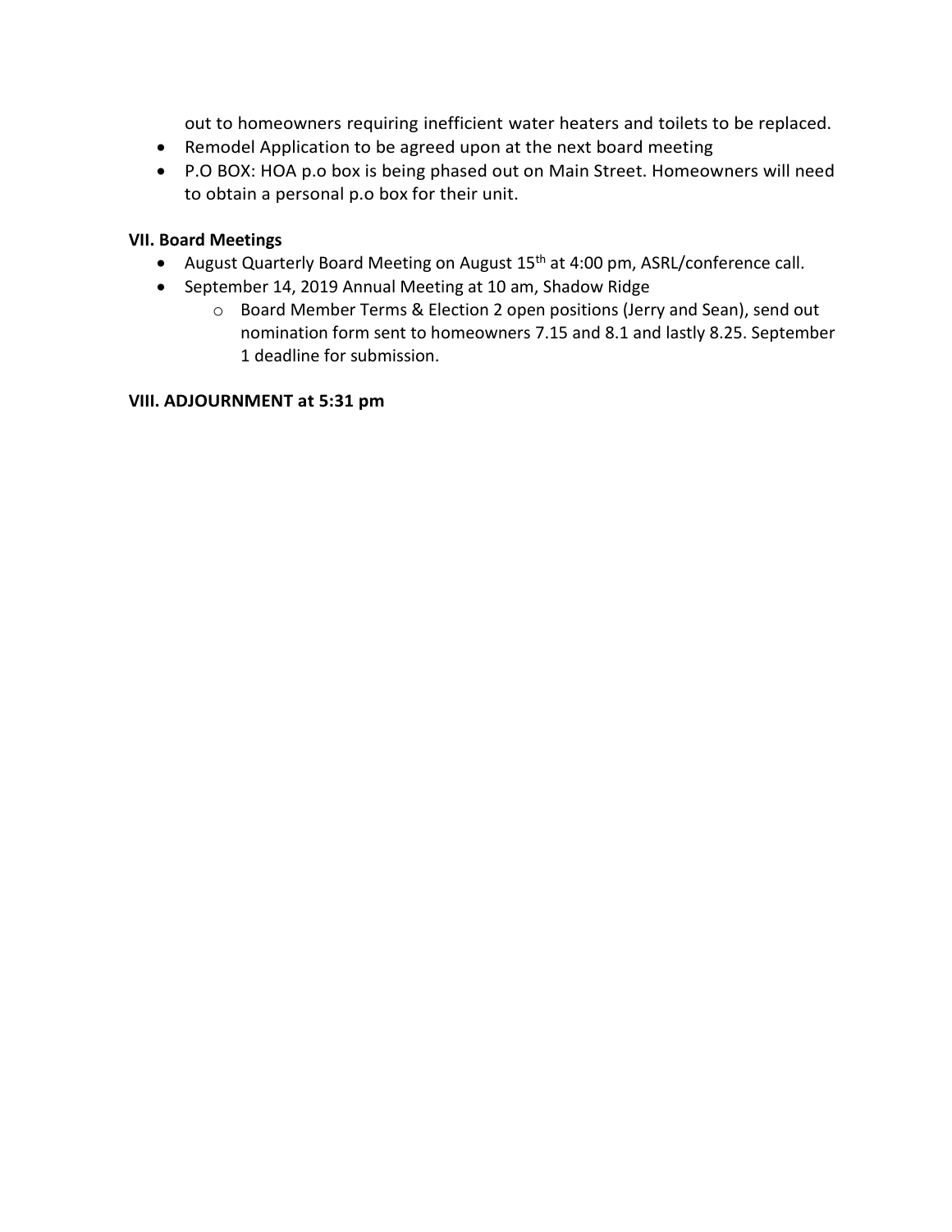out to homeowners requiring inefficient water heaters and toilets to be replaced.

- Remodel Application to be agreed upon at the next board meeting
- P.O BOX: HOA p.o box is being phased out on Main Street. Homeowners will need to obtain a personal p.o box for their unit.

**VII. Board Meetings**

- August Quarterly Board Meeting on August 15th at 4:00 pm, ASRL/conference call.
- September 14, 2019 Annual Meeting at 10 am, Shadow Ridge
  - Board Member Terms & Election 2 open positions (Jerry and Sean), send out nomination form sent to homeowners 7.15 and 8.1 and lastly 8.25. September 1 deadline for submission.

**VIII. ADJOURNMENT at 5:31 pm**